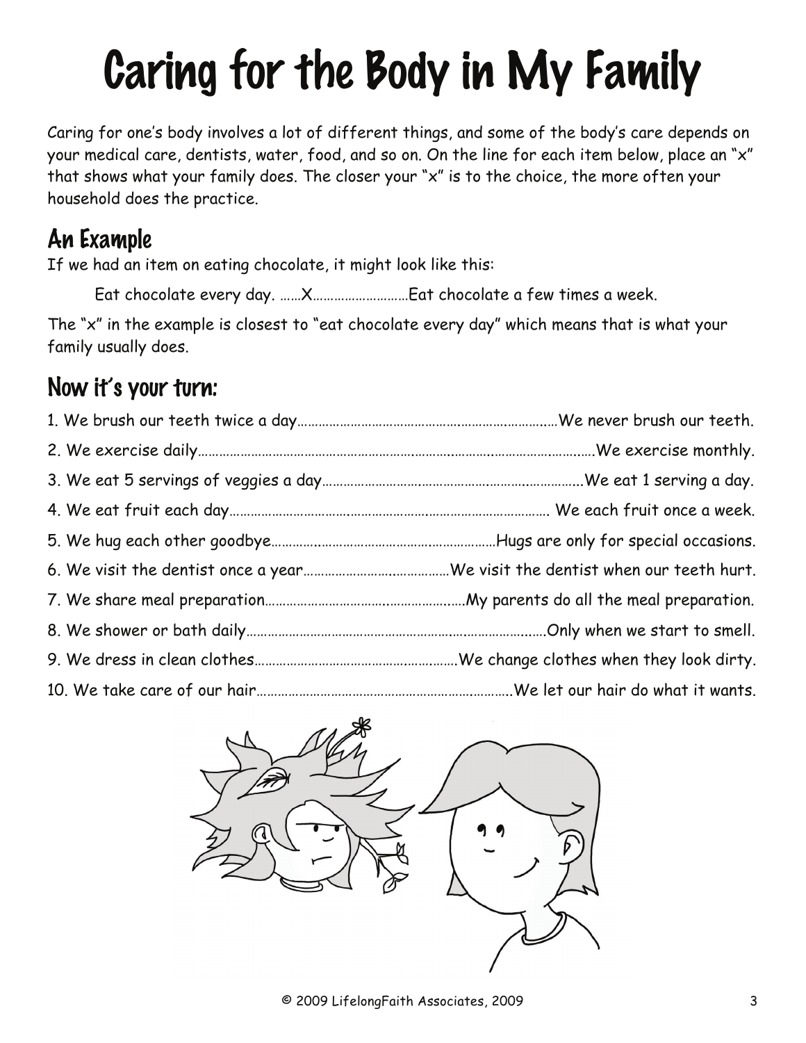# Caring for the Body in My Family

Caring for one's body involves a lot of different things, and some of the body's care depends on your medical care, dentists, water, food, and so on. On the line for each item below, place an "x" that shows what your family does. The closer your "x" is to the choice, the more often your household does the practice.

## An Example

If we had an item on eating chocolate, it might look like this:

Eat chocolate every day. ……X………………………Eat chocolate a few times a week.

The "x" in the example is closest to "eat chocolate every day" which means that is what your family usually does.

## Now it's your turn:

1. We brush our teeth twice a day……………………………………………………………We never brush our teeth.
2. We exercise daily……………………………………………………………………………………We exercise monthly.
3. We eat 5 servings of veggies a day……………………………………………………………We eat 1 serving a day.
4. We eat fruit each day……………………………………………………………………………… We each fruit once a week.
5. We hug each other goodbye……………………………………………………………Hugs are only for special occasions.
6. We visit the dentist once a year………………………………………We visit the dentist when our teeth hurt.
7. We share meal preparation…………………………………………………My parents do all the meal preparation.
8. We shower or bath daily………………………………………………………………………Only when we start to smell.
9. We dress in clean clothes…………………………………………………We change clothes when they look dirty.
10. We take care of our hair……………………………………………………………We let our hair do what it wants.

© 2009 LifelongFaith Associates, 2009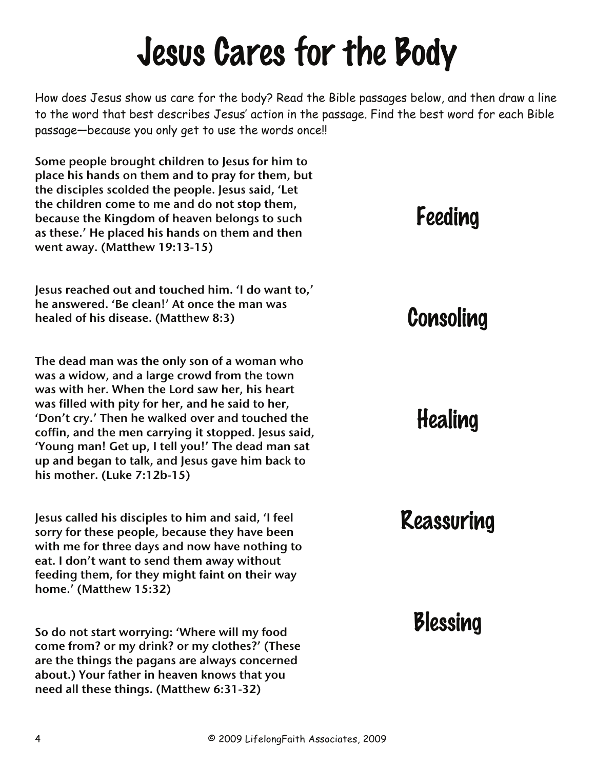# Jesus Cares for the Body

How does Jesus show us care for the body? Read the Bible passages below, and then draw a line to the word that best describes Jesus' action in the passage. Find the best word for each Bible passage—because you only get to use the words once!!

**Some people brought children to Jesus for him to place his hands on them and to pray for them, but the disciples scolded the people. Jesus said, 'Let the children come to me and do not stop them, because the Kingdom of heaven belongs to such as these.' He placed his hands on them and then went away. (Matthew 19:13-15)**

**Jesus reached out and touched him. 'I do want to,' he answered. 'Be clean!' At once the man was healed of his disease. (Matthew 8:3)**

**The dead man was the only son of a woman who was a widow, and a large crowd from the town was with her. When the Lord saw her, his heart was filled with pity for her, and he said to her, 'Don't cry.' Then he walked over and touched the coffin, and the men carrying it stopped. Jesus said, 'Young man! Get up, I tell you!' The dead man sat up and began to talk, and Jesus gave him back to his mother. (Luke 7:12b-15)**

**Jesus called his disciples to him and said, 'I feel sorry for these people, because they have been with me for three days and now have nothing to eat. I don't want to send them away without feeding them, for they might faint on their way home.' (Matthew 15:32)**

**So do not start worrying: 'Where will my food come from? or my drink? or my clothes?' (These are the things the pagans are always concerned about.) Your father in heaven knows that you need all these things. (Matthew 6:31-32)**

## Feeding

## Consoling

## Healing

## Reassuring

## Blessing

© 2009 LifelongFaith Associates, 2009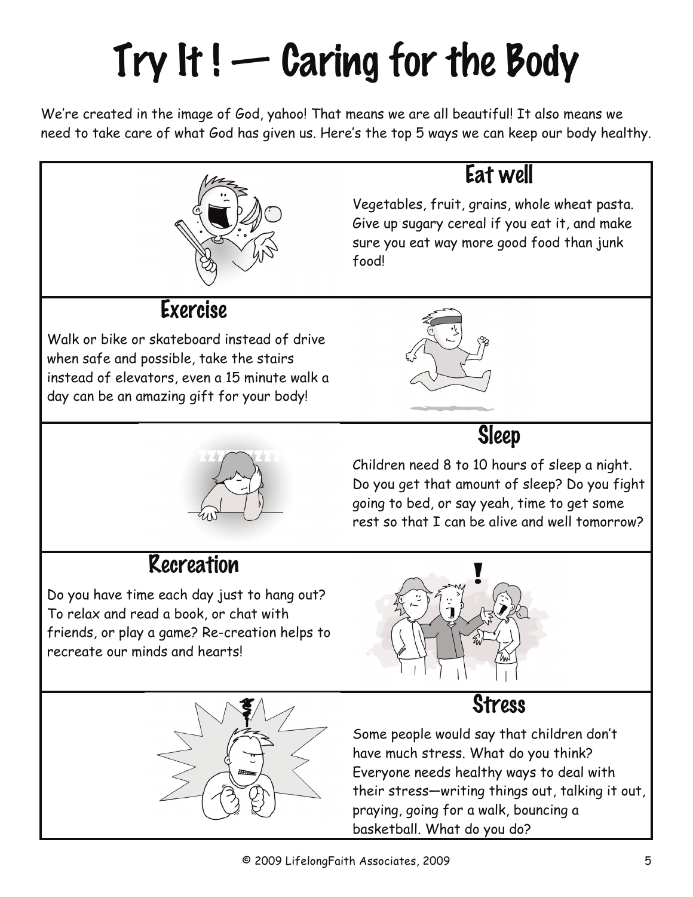# Try It ! — Caring for the Body

We're created in the image of God, yahoo! That means we are all beautiful! It also means we need to take care of what God has given us. Here's the top 5 ways we can keep our body healthy.

## Eat well

Vegetables, fruit, grains, whole wheat pasta. Give up sugary cereal if you eat it, and make sure you eat way more good food than junk food!

## Exercise

Walk or bike or skateboard instead of drive when safe and possible, take the stairs instead of elevators, even a 15 minute walk a day can be an amazing gift for your body!

## Sleep

Children need 8 to 10 hours of sleep a night. Do you get that amount of sleep? Do you fight going to bed, or say yeah, time to get some rest so that I can be alive and well tomorrow?

## Recreation

Do you have time each day just to hang out? To relax and read a book, or chat with friends, or play a game? Re-creation helps to recreate our minds and hearts!

## Stress

Some people would say that children don't have much stress. What do you think? Everyone needs healthy ways to deal with their stress—writing things out, talking it out, praying, going for a walk, bouncing a basketball. What do you do?

© 2009 LifelongFaith Associates, 2009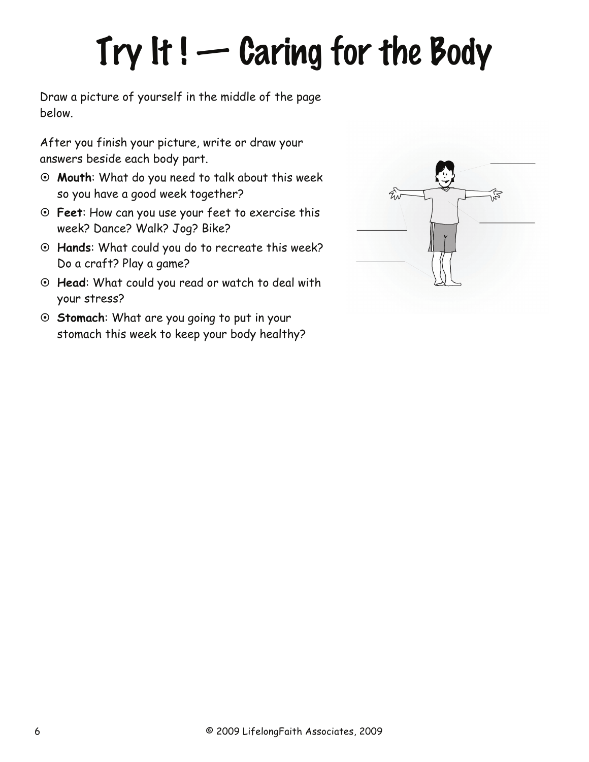# Try It ! — Caring for the Body

Draw a picture of yourself in the middle of the page below.

After you finish your picture, write or draw your answers beside each body part.

- **Mouth**: What do you need to talk about this week so you have a good week together?
- **Feet**: How can you use your feet to exercise this week? Dance? Walk? Jog? Bike?
- **Hands**: What could you do to recreate this week? Do a craft? Play a game?
- **Head**: What could you read or watch to deal with your stress?
- **Stomach**: What are you going to put in your stomach this week to keep your body healthy?

© 2009 LifelongFaith Associates, 2009